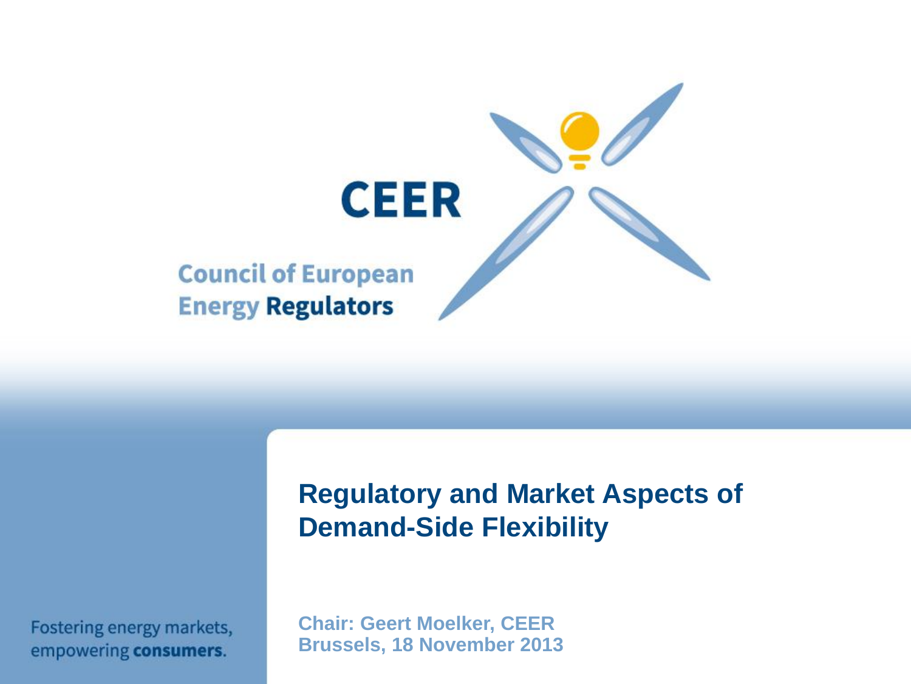**CEER**

**Council of European Energy Regulators**

# Regulatory and Market Aspects of Demand-Side Flexibility

**Chair: Geert Moelker, CEER**
**Brussels, 18 November 2013**

Fostering energy markets, empowering **consumers**.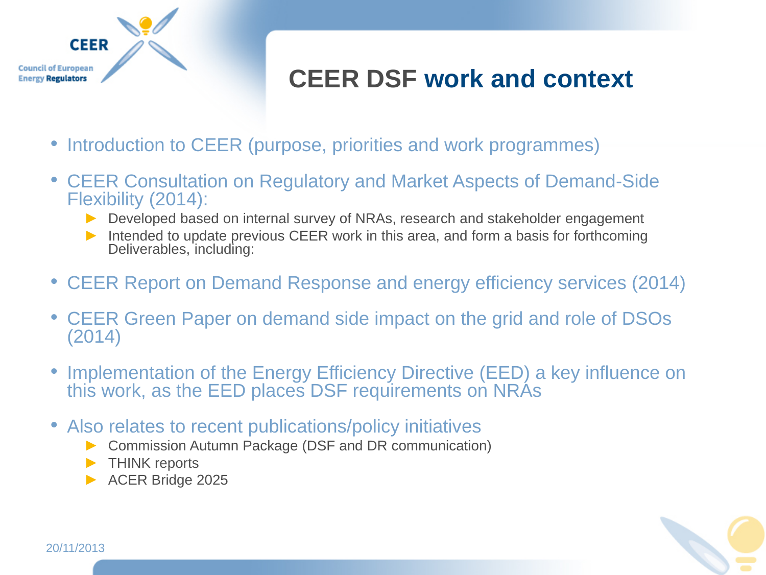# CEER DSF work and context

- Introduction to CEER (purpose, priorities and work programmes)
- CEER Consultation on Regulatory and Market Aspects of Demand-Side Flexibility (2014):
  - Developed based on internal survey of NRAs, research and stakeholder engagement
  - Intended to update previous CEER work in this area, and form a basis for forthcoming Deliverables, including:
- CEER Report on Demand Response and energy efficiency services (2014)
- CEER Green Paper on demand side impact on the grid and role of DSOs (2014)
- Implementation of the Energy Efficiency Directive (EED) a key influence on this work, as the EED places DSF requirements on NRAs
- Also relates to recent publications/policy initiatives
  - Commission Autumn Package (DSF and DR communication)
  - THINK reports
  - ACER Bridge 2025

20/11/2013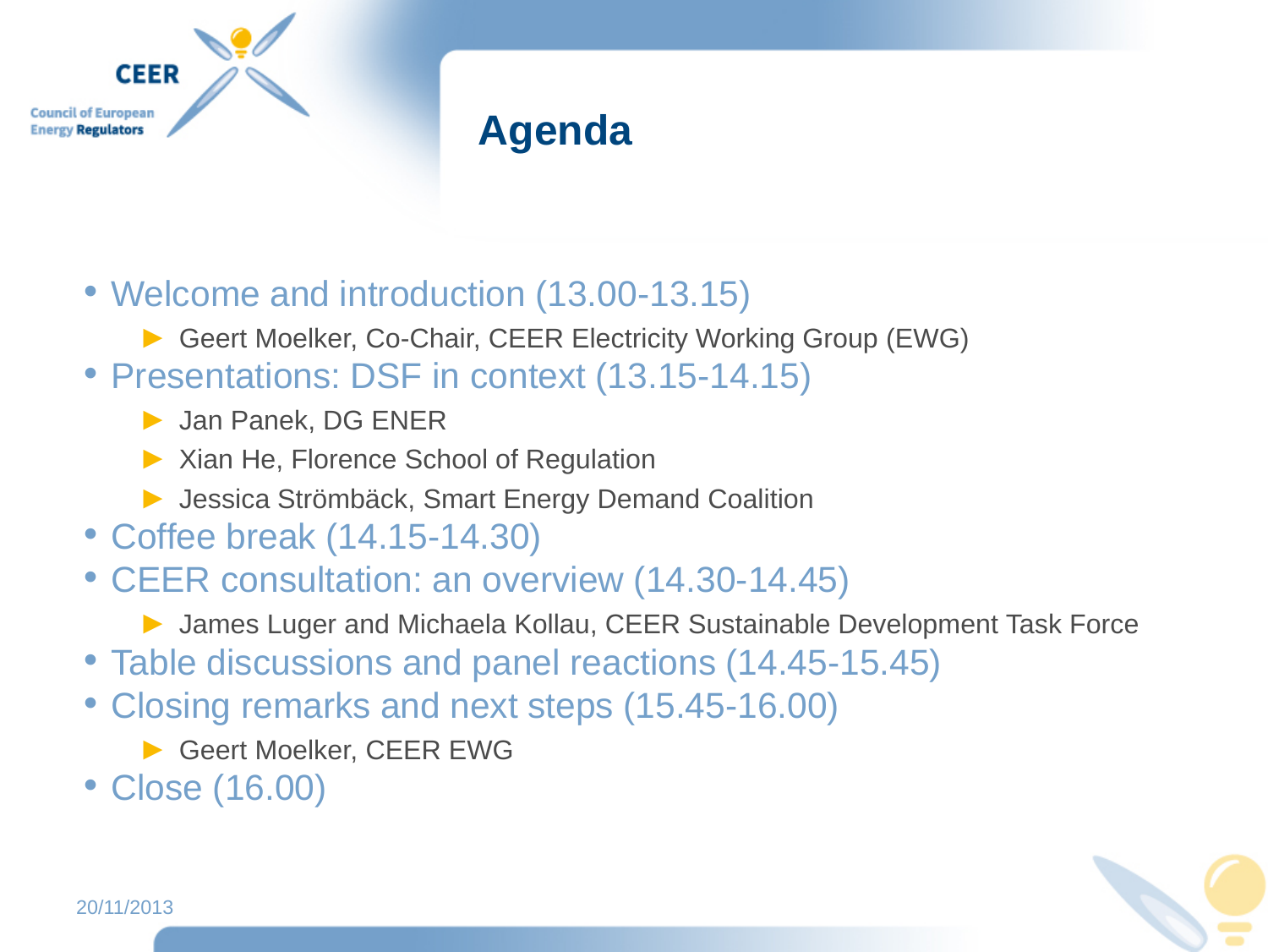# Agenda

- Welcome and introduction (13.00-13.15)
  - Geert Moelker, Co-Chair, CEER Electricity Working Group (EWG)
- Presentations: DSF in context (13.15-14.15)
  - Jan Panek, DG ENER
  - Xian He, Florence School of Regulation
  - Jessica Strömbäck, Smart Energy Demand Coalition
- Coffee break (14.15-14.30)
- CEER consultation: an overview (14.30-14.45)
  - James Luger and Michaela Kollau, CEER Sustainable Development Task Force
- Table discussions and panel reactions (14.45-15.45)
- Closing remarks and next steps (15.45-16.00)
  - Geert Moelker, CEER EWG
- Close (16.00)

20/11/2013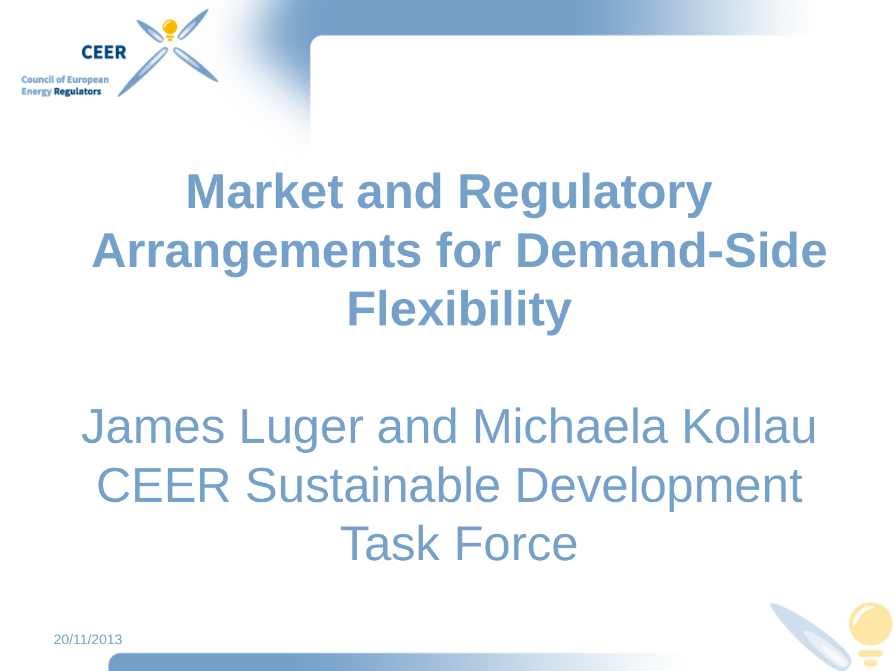# Market and Regulatory Arrangements for Demand-Side Flexibility

James Luger and Michaela Kollau
CEER Sustainable Development Task Force

20/11/2013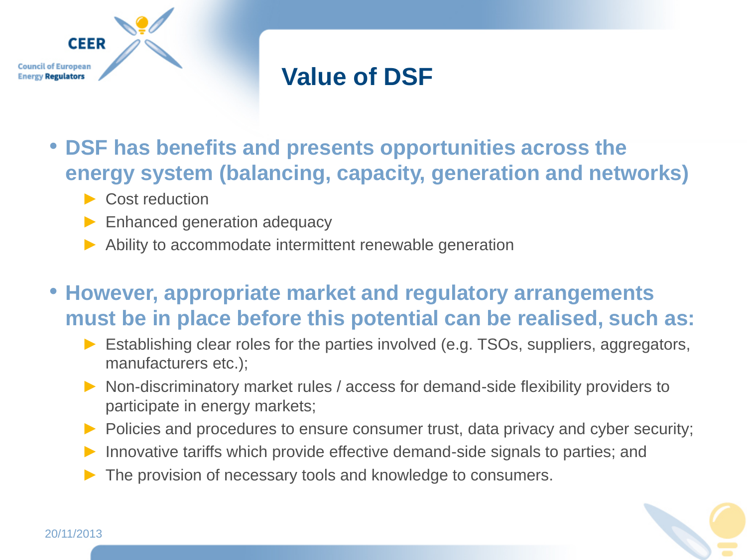# Value of DSF

- **DSF has benefits and presents opportunities across the energy system (balancing, capacity, generation and networks)**
  - Cost reduction
  - Enhanced generation adequacy
  - Ability to accommodate intermittent renewable generation

- **However, appropriate market and regulatory arrangements must be in place before this potential can be realised, such as:**
  - Establishing clear roles for the parties involved (e.g. TSOs, suppliers, aggregators, manufacturers etc.);
  - Non-discriminatory market rules / access for demand-side flexibility providers to participate in energy markets;
  - Policies and procedures to ensure consumer trust, data privacy and cyber security;
  - Innovative tariffs which provide effective demand-side signals to parties; and
  - The provision of necessary tools and knowledge to consumers.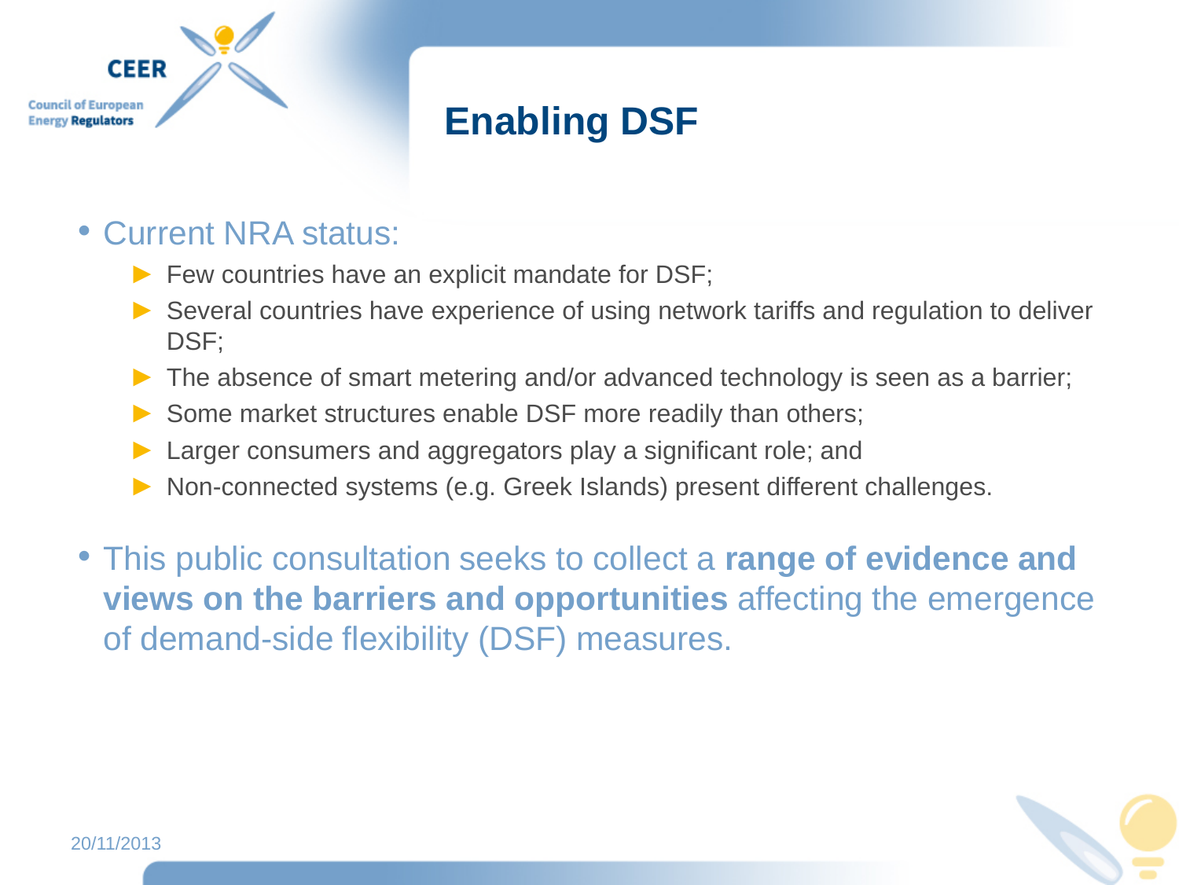# Enabling DSF

- Current NRA status:
  - Few countries have an explicit mandate for DSF;
  - Several countries have experience of using network tariffs and regulation to deliver DSF;
  - The absence of smart metering and/or advanced technology is seen as a barrier;
  - Some market structures enable DSF more readily than others;
  - Larger consumers and aggregators play a significant role; and
  - Non-connected systems (e.g. Greek Islands) present different challenges.

- This public consultation seeks to collect a **range of evidence and views on the barriers and opportunities** affecting the emergence of demand-side flexibility (DSF) measures.

20/11/2013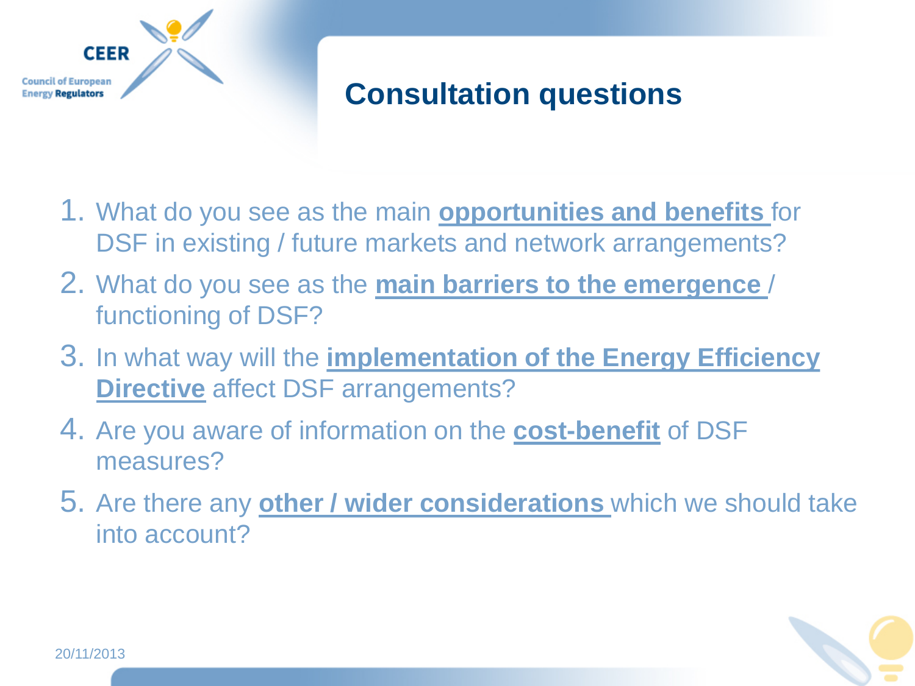# Consultation questions

1. What do you see as the main **opportunities and benefits** for DSF in existing / future markets and network arrangements?
2. What do you see as the **main barriers to the emergence** / functioning of DSF?
3. In what way will the **implementation of the Energy Efficiency Directive** affect DSF arrangements?
4. Are you aware of information on the **cost-benefit** of DSF measures?
5. Are there any **other / wider considerations** which we should take into account?

20/11/2013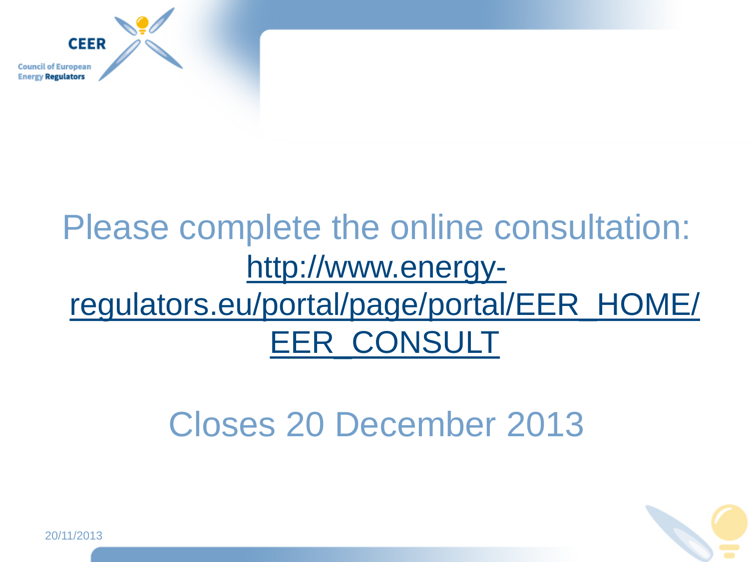Please complete the online consultation: http://www.energy-regulators.eu/portal/page/portal/EER_HOME/EER_CONSULT

Closes 20 December 2013

20/11/2013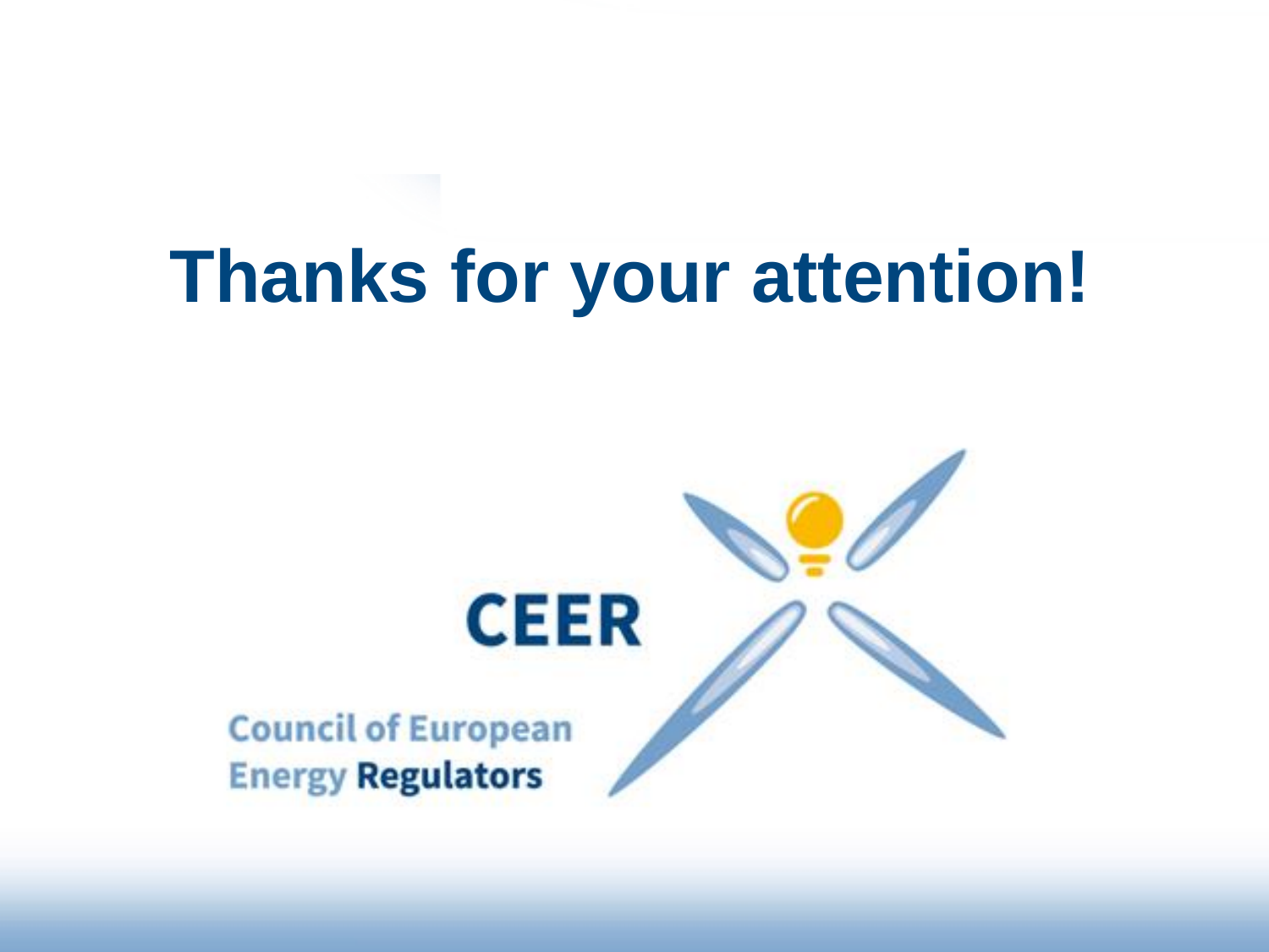# Thanks for your attention!

CEER

Council of European Energy Regulators